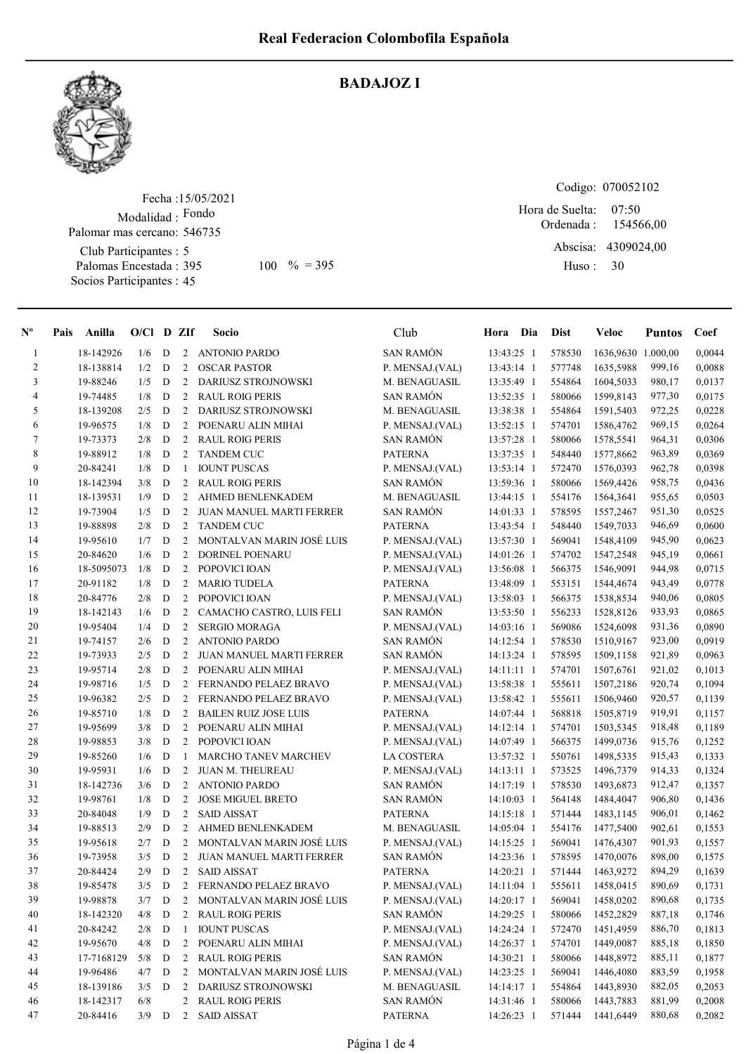# Real Federacion Colombofila Española

## BADAJOZ I

Fecha :15/05/2021
Modalidad : Fondo
Palomar mas cercano: 546735
Club Participantes : 5
Palomas Encestada : 395 100 % = 395
Socios Participantes : 45

Codigo: 070052102
Hora de Suelta: 07:50
Ordenada : 154566,00
Abscisa: 4309024,00
Huso : 30

| Nº | Pais | Anilla | O/Cl | D | ZIf | Socio | Club | Hora | Dia | Dist | Veloc | Puntos | Coef |
|---|---|---|---|---|---|---|---|---|---|---|---|---|---|
| 1 | | 18-142926 | 1/6 | D | 2 | ANTONIO PARDO | SAN RAMÓN | 13:43:25 | 1 | 578530 | 1636,9630 | 1.000,00 | 0,0044 |
| 2 | | 18-138814 | 1/2 | D | 2 | OSCAR PASTOR | P. MENSAJ.(VAL) | 13:43:14 | 1 | 577748 | 1635,5988 | 999,16 | 0,0088 |
| 3 | | 19-88246 | 1/5 | D | 2 | DARIUSZ STROJNOWSKI | M. BENAGUASIL | 13:35:49 | 1 | 554864 | 1604,5033 | 980,17 | 0,0137 |
| 4 | | 19-74485 | 1/8 | D | 2 | RAUL ROIG PERIS | SAN RAMÓN | 13:52:35 | 1 | 580066 | 1599,8143 | 977,30 | 0,0175 |
| 5 | | 18-139208 | 2/5 | D | 2 | DARIUSZ STROJNOWSKI | M. BENAGUASIL | 13:38:38 | 1 | 554864 | 1591,5403 | 972,25 | 0,0228 |
| 6 | | 19-96575 | 1/8 | D | 2 | POENARU ALIN MIHAI | P. MENSAJ.(VAL) | 13:52:15 | 1 | 574701 | 1586,4762 | 969,15 | 0,0264 |
| 7 | | 19-73373 | 2/8 | D | 2 | RAUL ROIG PERIS | SAN RAMÓN | 13:57:28 | 1 | 580066 | 1578,5541 | 964,31 | 0,0306 |
| 8 | | 19-88912 | 1/8 | D | 2 | TANDEM CUC | PATERNA | 13:37:35 | 1 | 548440 | 1577,8662 | 963,89 | 0,0369 |
| 9 | | 20-84241 | 1/8 | D | 1 | IOUNT PUSCAS | P. MENSAJ.(VAL) | 13:53:14 | 1 | 572470 | 1576,0393 | 962,78 | 0,0398 |
| 10 | | 18-142394 | 3/8 | D | 2 | RAUL ROIG PERIS | SAN RAMÓN | 13:59:36 | 1 | 580066 | 1569,4426 | 958,75 | 0,0436 |
| 11 | | 18-139531 | 1/9 | D | 2 | AHMED BENLENKADEM | M. BENAGUASIL | 13:44:15 | 1 | 554176 | 1564,3641 | 955,65 | 0,0503 |
| 12 | | 19-73904 | 1/5 | D | 2 | JUAN MANUEL MARTI FERRER | SAN RAMÓN | 14:01:33 | 1 | 578595 | 1557,2467 | 951,30 | 0,0525 |
| 13 | | 19-88898 | 2/8 | D | 2 | TANDEM CUC | PATERNA | 13:43:54 | 1 | 548440 | 1549,7033 | 946,69 | 0,0600 |
| 14 | | 19-95610 | 1/7 | D | 2 | MONTALVAN MARIN JOSÉ LUIS | P. MENSAJ.(VAL) | 13:57:30 | 1 | 569041 | 1548,4109 | 945,90 | 0,0623 |
| 15 | | 20-84620 | 1/6 | D | 2 | DORINEL POENARU | P. MENSAJ.(VAL) | 14:01:26 | 1 | 574702 | 1547,2548 | 945,19 | 0,0661 |
| 16 | | 18-5095073 | 1/8 | D | 2 | POPOVICI IOAN | P. MENSAJ.(VAL) | 13:56:08 | 1 | 566375 | 1546,9091 | 944,98 | 0,0715 |
| 17 | | 20-91182 | 1/8 | D | 2 | MARIO TUDELA | PATERNA | 13:48:09 | 1 | 553151 | 1544,4674 | 943,49 | 0,0778 |
| 18 | | 20-84776 | 2/8 | D | 2 | POPOVICI IOAN | P. MENSAJ.(VAL) | 13:58:03 | 1 | 566375 | 1538,8534 | 940,06 | 0,0805 |
| 19 | | 18-142143 | 1/6 | D | 2 | CAMACHO CASTRO, LUIS FELI | SAN RAMÓN | 13:53:50 | 1 | 556233 | 1528,8126 | 933,93 | 0,0865 |
| 20 | | 19-95404 | 1/4 | D | 2 | SERGIO MORAGA | P. MENSAJ.(VAL) | 14:03:16 | 1 | 569086 | 1524,6098 | 931,36 | 0,0890 |
| 21 | | 19-74157 | 2/6 | D | 2 | ANTONIO PARDO | SAN RAMÓN | 14:12:54 | 1 | 578530 | 1510,9167 | 923,00 | 0,0919 |
| 22 | | 19-73933 | 2/5 | D | 2 | JUAN MANUEL MARTI FERRER | SAN RAMÓN | 14:13:24 | 1 | 578595 | 1509,1158 | 921,89 | 0,0963 |
| 23 | | 19-95714 | 2/8 | D | 2 | POENARU ALIN MIHAI | P. MENSAJ.(VAL) | 14:11:11 | 1 | 574701 | 1507,6761 | 921,02 | 0,1013 |
| 24 | | 19-98716 | 1/5 | D | 2 | FERNANDO PELAEZ BRAVO | P. MENSAJ.(VAL) | 13:58:38 | 1 | 555611 | 1507,2186 | 920,74 | 0,1094 |
| 25 | | 19-96382 | 2/5 | D | 2 | FERNANDO PELAEZ BRAVO | P. MENSAJ.(VAL) | 13:58:42 | 1 | 555611 | 1506,9460 | 920,57 | 0,1139 |
| 26 | | 19-85710 | 1/8 | D | 2 | BAILEN RUIZ JOSE LUIS | PATERNA | 14:07:44 | 1 | 568818 | 1505,8719 | 919,91 | 0,1157 |
| 27 | | 19-95699 | 3/8 | D | 2 | POENARU ALIN MIHAI | P. MENSAJ.(VAL) | 14:12:14 | 1 | 574701 | 1503,5345 | 918,48 | 0,1189 |
| 28 | | 19-98853 | 3/8 | D | 2 | POPOVICI IOAN | P. MENSAJ.(VAL) | 14:07:49 | 1 | 566375 | 1499,0736 | 915,76 | 0,1252 |
| 29 | | 19-85260 | 1/6 | D | 1 | MARCHO TANEV MARCHEV | LA COSTERA | 13:57:32 | 1 | 550761 | 1498,5335 | 915,43 | 0,1333 |
| 30 | | 19-95931 | 1/6 | D | 2 | JUAN M. THEUREAU | P. MENSAJ.(VAL) | 14:13:11 | 1 | 573525 | 1496,7379 | 914,33 | 0,1324 |
| 31 | | 18-142736 | 3/6 | D | 2 | ANTONIO PARDO | SAN RAMÓN | 14:17:19 | 1 | 578530 | 1493,6873 | 912,47 | 0,1357 |
| 32 | | 19-98761 | 1/8 | D | 2 | JOSE MIGUEL BRETO | SAN RAMÓN | 14:10:03 | 1 | 564148 | 1484,4047 | 906,80 | 0,1436 |
| 33 | | 20-84048 | 1/9 | D | 2 | SAID AISSAT | PATERNA | 14:15:18 | 1 | 571444 | 1483,1145 | 906,01 | 0,1462 |
| 34 | | 19-88513 | 2/9 | D | 2 | AHMED BENLENKADEM | M. BENAGUASIL | 14:05:04 | 1 | 554176 | 1477,5400 | 902,61 | 0,1553 |
| 35 | | 19-95618 | 2/7 | D | 2 | MONTALVAN MARIN JOSÉ LUIS | P. MENSAJ.(VAL) | 14:15:25 | 1 | 569041 | 1476,4307 | 901,93 | 0,1557 |
| 36 | | 19-73958 | 3/5 | D | 2 | JUAN MANUEL MARTI FERRER | SAN RAMÓN | 14:23:36 | 1 | 578595 | 1470,0076 | 898,00 | 0,1575 |
| 37 | | 20-84424 | 2/9 | D | 2 | SAID AISSAT | PATERNA | 14:20:21 | 1 | 571444 | 1463,9272 | 894,29 | 0,1639 |
| 38 | | 19-85478 | 3/5 | D | 2 | FERNANDO PELAEZ BRAVO | P. MENSAJ.(VAL) | 14:11:04 | 1 | 555611 | 1458,0415 | 890,69 | 0,1731 |
| 39 | | 19-98878 | 3/7 | D | 2 | MONTALVAN MARIN JOSÉ LUIS | P. MENSAJ.(VAL) | 14:20:17 | 1 | 569041 | 1458,0202 | 890,68 | 0,1735 |
| 40 | | 18-142320 | 4/8 | D | 2 | RAUL ROIG PERIS | SAN RAMÓN | 14:29:25 | 1 | 580066 | 1452,2829 | 887,18 | 0,1746 |
| 41 | | 20-84242 | 2/8 | D | 1 | IOUNT PUSCAS | P. MENSAJ.(VAL) | 14:24:24 | 1 | 572470 | 1451,4959 | 886,70 | 0,1813 |
| 42 | | 19-95670 | 4/8 | D | 2 | POENARU ALIN MIHAI | P. MENSAJ.(VAL) | 14:26:37 | 1 | 574701 | 1449,0087 | 885,18 | 0,1850 |
| 43 | | 17-7168129 | 5/8 | D | 2 | RAUL ROIG PERIS | SAN RAMÓN | 14:30:21 | 1 | 580066 | 1448,8972 | 885,11 | 0,1877 |
| 44 | | 19-96486 | 4/7 | D | 2 | MONTALVAN MARIN JOSÉ LUIS | P. MENSAJ.(VAL) | 14:23:25 | 1 | 569041 | 1446,4080 | 883,59 | 0,1958 |
| 45 | | 18-139186 | 3/5 | D | 2 | DARIUSZ STROJNOWSKI | M. BENAGUASIL | 14:14:17 | 1 | 554864 | 1443,8930 | 882,05 | 0,2053 |
| 46 | | 18-142317 | 6/8 | | 2 | RAUL ROIG PERIS | SAN RAMÓN | 14:31:46 | 1 | 580066 | 1443,7883 | 881,99 | 0,2008 |
| 47 | | 20-84416 | 3/9 | D | 2 | SAID AISSAT | PATERNA | 14:26:23 | 1 | 571444 | 1441,6449 | 880,68 | 0,2082 |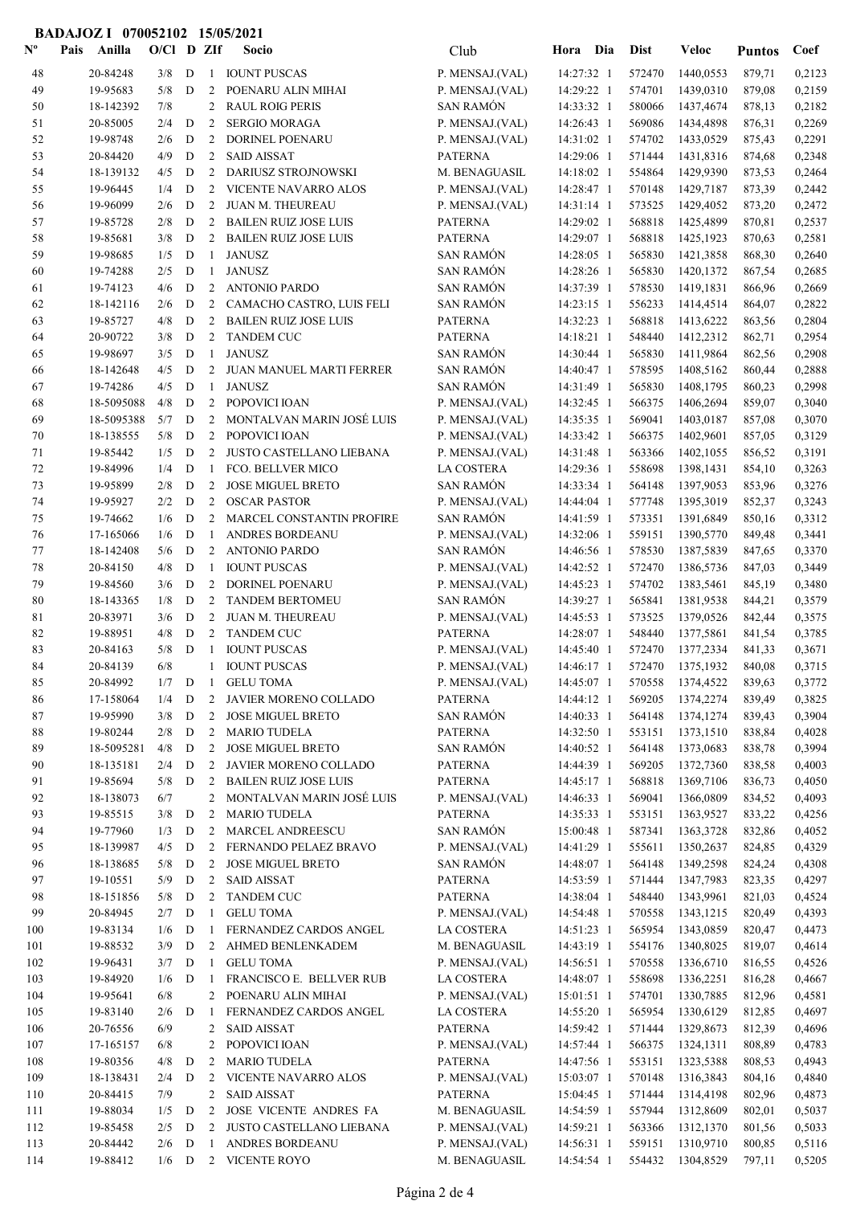**BADAJOZ I 070052102 15/05/2021**

| Nº | Pais | Anilla | O/Cl | D | ZIf | Socio | Club | Hora | Dia | Dist | Veloc | Puntos | Coef |
|---|---|---|---|---|---|---|---|---|---|---|---|---|---|
| 48 | | 20-84248 | 3/8 | D | 1 | IOUNT PUSCAS | P. MENSAJ.(VAL) | 14:27:32 | 1 | 572470 | 1440,0553 | 879,71 | 0,2123 |
| 49 | | 19-95683 | 5/8 | D | 2 | POENARU ALIN MIHAI | P. MENSAJ.(VAL) | 14:29:22 | 1 | 574701 | 1439,0310 | 879,08 | 0,2159 |
| 50 | | 18-142392 | 7/8 | | 2 | RAUL ROIG PERIS | SAN RAMÓN | 14:33:32 | 1 | 580066 | 1437,4674 | 878,13 | 0,2182 |
| 51 | | 20-85005 | 2/4 | D | 2 | SERGIO MORAGA | P. MENSAJ.(VAL) | 14:26:43 | 1 | 569086 | 1434,4898 | 876,31 | 0,2269 |
| 52 | | 19-98748 | 2/6 | D | 2 | DORINEL POENARU | P. MENSAJ.(VAL) | 14:31:02 | 1 | 574702 | 1433,0529 | 875,43 | 0,2291 |
| 53 | | 20-84420 | 4/9 | D | 2 | SAID AISSAT | PATERNA | 14:29:06 | 1 | 571444 | 1431,8316 | 874,68 | 0,2348 |
| 54 | | 18-139132 | 4/5 | D | 2 | DARIUSZ STROJNOWSKI | M. BENAGUASIL | 14:18:02 | 1 | 554864 | 1429,9390 | 873,53 | 0,2464 |
| 55 | | 19-96445 | 1/4 | D | 2 | VICENTE NAVARRO ALOS | P. MENSAJ.(VAL) | 14:28:47 | 1 | 570148 | 1429,7187 | 873,39 | 0,2442 |
| 56 | | 19-96099 | 2/6 | D | 2 | JUAN M. THEUREAU | P. MENSAJ.(VAL) | 14:31:14 | 1 | 573525 | 1429,4052 | 873,20 | 0,2472 |
| 57 | | 19-85728 | 2/8 | D | 2 | BAILEN RUIZ JOSE LUIS | PATERNA | 14:29:02 | 1 | 568818 | 1425,4899 | 870,81 | 0,2537 |
| 58 | | 19-85681 | 3/8 | D | 2 | BAILEN RUIZ JOSE LUIS | PATERNA | 14:29:07 | 1 | 568818 | 1425,1923 | 870,63 | 0,2581 |
| 59 | | 19-98685 | 1/5 | D | 1 | JANUSZ | SAN RAMÓN | 14:28:05 | 1 | 565830 | 1421,3858 | 868,30 | 0,2640 |
| 60 | | 19-74288 | 2/5 | D | 1 | JANUSZ | SAN RAMÓN | 14:28:26 | 1 | 565830 | 1420,1372 | 867,54 | 0,2685 |
| 61 | | 19-74123 | 4/6 | D | 2 | ANTONIO PARDO | SAN RAMÓN | 14:37:39 | 1 | 578530 | 1419,1831 | 866,96 | 0,2669 |
| 62 | | 18-142116 | 2/6 | D | 2 | CAMACHO CASTRO, LUIS FELI | SAN RAMÓN | 14:23:15 | 1 | 556233 | 1414,4514 | 864,07 | 0,2822 |
| 63 | | 19-85727 | 4/8 | D | 2 | BAILEN RUIZ JOSE LUIS | PATERNA | 14:32:23 | 1 | 568818 | 1413,6222 | 863,56 | 0,2804 |
| 64 | | 20-90722 | 3/8 | D | 2 | TANDEM CUC | PATERNA | 14:18:21 | 1 | 548440 | 1412,2312 | 862,71 | 0,2954 |
| 65 | | 19-98697 | 3/5 | D | 1 | JANUSZ | SAN RAMÓN | 14:30:44 | 1 | 565830 | 1411,9864 | 862,56 | 0,2908 |
| 66 | | 18-142648 | 4/5 | D | 2 | JUAN MANUEL MARTI FERRER | SAN RAMÓN | 14:40:47 | 1 | 578595 | 1408,5162 | 860,44 | 0,2888 |
| 67 | | 19-74286 | 4/5 | D | 1 | JANUSZ | SAN RAMÓN | 14:31:49 | 1 | 565830 | 1408,1795 | 860,23 | 0,2998 |
| 68 | | 18-5095088 | 4/8 | D | 2 | POPOVICI IOAN | P. MENSAJ.(VAL) | 14:32:45 | 1 | 566375 | 1406,2694 | 859,07 | 0,3040 |
| 69 | | 18-5095388 | 5/7 | D | 2 | MONTALVAN MARIN JOSÉ LUIS | P. MENSAJ.(VAL) | 14:35:35 | 1 | 569041 | 1403,0187 | 857,08 | 0,3070 |
| 70 | | 18-138555 | 5/8 | D | 2 | POPOVICI IOAN | P. MENSAJ.(VAL) | 14:33:42 | 1 | 566375 | 1402,9601 | 857,05 | 0,3129 |
| 71 | | 19-85442 | 1/5 | D | 2 | JUSTO CASTELLANO LIEBANA | P. MENSAJ.(VAL) | 14:31:48 | 1 | 563366 | 1402,1055 | 856,52 | 0,3191 |
| 72 | | 19-84996 | 1/4 | D | 1 | FCO. BELLVER MICO | LA COSTERA | 14:29:36 | 1 | 558698 | 1398,1431 | 854,10 | 0,3263 |
| 73 | | 19-95899 | 2/8 | D | 2 | JOSE MIGUEL BRETO | SAN RAMÓN | 14:33:34 | 1 | 564148 | 1397,9053 | 853,96 | 0,3276 |
| 74 | | 19-95927 | 2/2 | D | 2 | OSCAR PASTOR | P. MENSAJ.(VAL) | 14:44:04 | 1 | 577748 | 1395,3019 | 852,37 | 0,3243 |
| 75 | | 19-74662 | 1/6 | D | 2 | MARCEL CONSTANTIN PROFIRE | SAN RAMÓN | 14:41:59 | 1 | 573351 | 1391,6849 | 850,16 | 0,3312 |
| 76 | | 17-165066 | 1/6 | D | 1 | ANDRES BORDEANU | P. MENSAJ.(VAL) | 14:32:06 | 1 | 559151 | 1390,5770 | 849,48 | 0,3441 |
| 77 | | 18-142408 | 5/6 | D | 2 | ANTONIO PARDO | SAN RAMÓN | 14:46:56 | 1 | 578530 | 1387,5839 | 847,65 | 0,3370 |
| 78 | | 20-84150 | 4/8 | D | 1 | IOUNT PUSCAS | P. MENSAJ.(VAL) | 14:42:52 | 1 | 572470 | 1386,5736 | 847,03 | 0,3449 |
| 79 | | 19-84560 | 3/6 | D | 2 | DORINEL POENARU | P. MENSAJ.(VAL) | 14:45:23 | 1 | 574702 | 1383,5461 | 845,19 | 0,3480 |
| 80 | | 18-143365 | 1/8 | D | 2 | TANDEM BERTOMEU | SAN RAMÓN | 14:39:27 | 1 | 565841 | 1381,9538 | 844,21 | 0,3579 |
| 81 | | 20-83971 | 3/6 | D | 2 | JUAN M. THEUREAU | P. MENSAJ.(VAL) | 14:45:53 | 1 | 573525 | 1379,0526 | 842,44 | 0,3575 |
| 82 | | 19-88951 | 4/8 | D | 2 | TANDEM CUC | PATERNA | 14:28:07 | 1 | 548440 | 1377,5861 | 841,54 | 0,3785 |
| 83 | | 20-84163 | 5/8 | D | 1 | IOUNT PUSCAS | P. MENSAJ.(VAL) | 14:45:40 | 1 | 572470 | 1377,2334 | 841,33 | 0,3671 |
| 84 | | 20-84139 | 6/8 | | 1 | IOUNT PUSCAS | P. MENSAJ.(VAL) | 14:46:17 | 1 | 572470 | 1375,1932 | 840,08 | 0,3715 |
| 85 | | 20-84992 | 1/7 | D | 1 | GELU TOMA | P. MENSAJ.(VAL) | 14:45:07 | 1 | 570558 | 1374,4522 | 839,63 | 0,3772 |
| 86 | | 17-158064 | 1/4 | D | 2 | JAVIER MORENO COLLADO | PATERNA | 14:44:12 | 1 | 569205 | 1374,2274 | 839,49 | 0,3825 |
| 87 | | 19-95990 | 3/8 | D | 2 | JOSE MIGUEL BRETO | SAN RAMÓN | 14:40:33 | 1 | 564148 | 1374,1274 | 839,43 | 0,3904 |
| 88 | | 19-80244 | 2/8 | D | 2 | MARIO TUDELA | PATERNA | 14:32:50 | 1 | 553151 | 1373,1510 | 838,84 | 0,4028 |
| 89 | | 18-5095281 | 4/8 | D | 2 | JOSE MIGUEL BRETO | SAN RAMÓN | 14:40:52 | 1 | 564148 | 1373,0683 | 838,78 | 0,3994 |
| 90 | | 18-135181 | 2/4 | D | 2 | JAVIER MORENO COLLADO | PATERNA | 14:44:39 | 1 | 569205 | 1372,7360 | 838,58 | 0,4003 |
| 91 | | 19-85694 | 5/8 | D | 2 | BAILEN RUIZ JOSE LUIS | PATERNA | 14:45:17 | 1 | 568818 | 1369,7106 | 836,73 | 0,4050 |
| 92 | | 18-138073 | 6/7 | | 2 | MONTALVAN MARIN JOSÉ LUIS | P. MENSAJ.(VAL) | 14:46:33 | 1 | 569041 | 1366,0809 | 834,52 | 0,4093 |
| 93 | | 19-85515 | 3/8 | D | 2 | MARIO TUDELA | PATERNA | 14:35:33 | 1 | 553151 | 1363,9527 | 833,22 | 0,4256 |
| 94 | | 19-77960 | 1/3 | D | 2 | MARCEL ANDREESCU | SAN RAMÓN | 15:00:48 | 1 | 587341 | 1363,3728 | 832,86 | 0,4052 |
| 95 | | 18-139987 | 4/5 | D | 2 | FERNANDO PELAEZ BRAVO | P. MENSAJ.(VAL) | 14:41:29 | 1 | 555611 | 1350,2637 | 824,85 | 0,4329 |
| 96 | | 18-138685 | 5/8 | D | 2 | JOSE MIGUEL BRETO | SAN RAMÓN | 14:48:07 | 1 | 564148 | 1349,2598 | 824,24 | 0,4308 |
| 97 | | 19-10551 | 5/9 | D | 2 | SAID AISSAT | PATERNA | 14:53:59 | 1 | 571444 | 1347,7983 | 823,35 | 0,4297 |
| 98 | | 18-151856 | 5/8 | D | 2 | TANDEM CUC | PATERNA | 14:38:04 | 1 | 548440 | 1343,9961 | 821,03 | 0,4524 |
| 99 | | 20-84945 | 2/7 | D | 1 | GELU TOMA | P. MENSAJ.(VAL) | 14:54:48 | 1 | 570558 | 1343,1215 | 820,49 | 0,4393 |
| 100 | | 19-83134 | 1/6 | D | 1 | FERNANDEZ CARDOS ANGEL | LA COSTERA | 14:51:23 | 1 | 565954 | 1343,0859 | 820,47 | 0,4473 |
| 101 | | 19-88532 | 3/9 | D | 2 | AHMED BENLENKADEM | M. BENAGUASIL | 14:43:19 | 1 | 554176 | 1340,8025 | 819,07 | 0,4614 |
| 102 | | 19-96431 | 3/7 | D | 1 | GELU TOMA | P. MENSAJ.(VAL) | 14:56:51 | 1 | 570558 | 1336,6710 | 816,55 | 0,4526 |
| 103 | | 19-84920 | 1/6 | D | 1 | FRANCISCO E. BELLVER RUB | LA COSTERA | 14:48:07 | 1 | 558698 | 1336,2251 | 816,28 | 0,4667 |
| 104 | | 19-95641 | 6/8 | | 2 | POENARU ALIN MIHAI | P. MENSAJ.(VAL) | 15:01:51 | 1 | 574701 | 1330,7885 | 812,96 | 0,4581 |
| 105 | | 19-83140 | 2/6 | D | 1 | FERNANDEZ CARDOS ANGEL | LA COSTERA | 14:55:20 | 1 | 565954 | 1330,6129 | 812,85 | 0,4697 |
| 106 | | 20-76556 | 6/9 | | 2 | SAID AISSAT | PATERNA | 14:59:42 | 1 | 571444 | 1329,8673 | 812,39 | 0,4696 |
| 107 | | 17-165157 | 6/8 | | 2 | POPOVICI IOAN | P. MENSAJ.(VAL) | 14:57:44 | 1 | 566375 | 1324,1311 | 808,89 | 0,4783 |
| 108 | | 19-80356 | 4/8 | D | 2 | MARIO TUDELA | PATERNA | 14:47:56 | 1 | 553151 | 1323,5388 | 808,53 | 0,4943 |
| 109 | | 18-138431 | 2/4 | D | 2 | VICENTE NAVARRO ALOS | P. MENSAJ.(VAL) | 15:03:07 | 1 | 570148 | 1316,3843 | 804,16 | 0,4840 |
| 110 | | 20-84415 | 7/9 | | 2 | SAID AISSAT | PATERNA | 15:04:45 | 1 | 571444 | 1314,4198 | 802,96 | 0,4873 |
| 111 | | 19-88034 | 1/5 | D | 2 | JOSE VICENTE ANDRES FA | M. BENAGUASIL | 14:54:59 | 1 | 557944 | 1312,8609 | 802,01 | 0,5037 |
| 112 | | 19-85458 | 2/5 | D | 2 | JUSTO CASTELLANO LIEBANA | P. MENSAJ.(VAL) | 14:59:21 | 1 | 563366 | 1312,1370 | 801,56 | 0,5033 |
| 113 | | 20-84442 | 2/6 | D | 1 | ANDRES BORDEANU | P. MENSAJ.(VAL) | 14:56:31 | 1 | 559151 | 1310,9710 | 800,85 | 0,5116 |
| 114 | | 19-88412 | 1/6 | D | 2 | VICENTE ROYO | M. BENAGUASIL | 14:54:54 | 1 | 554432 | 1304,8529 | 797,11 | 0,5205 |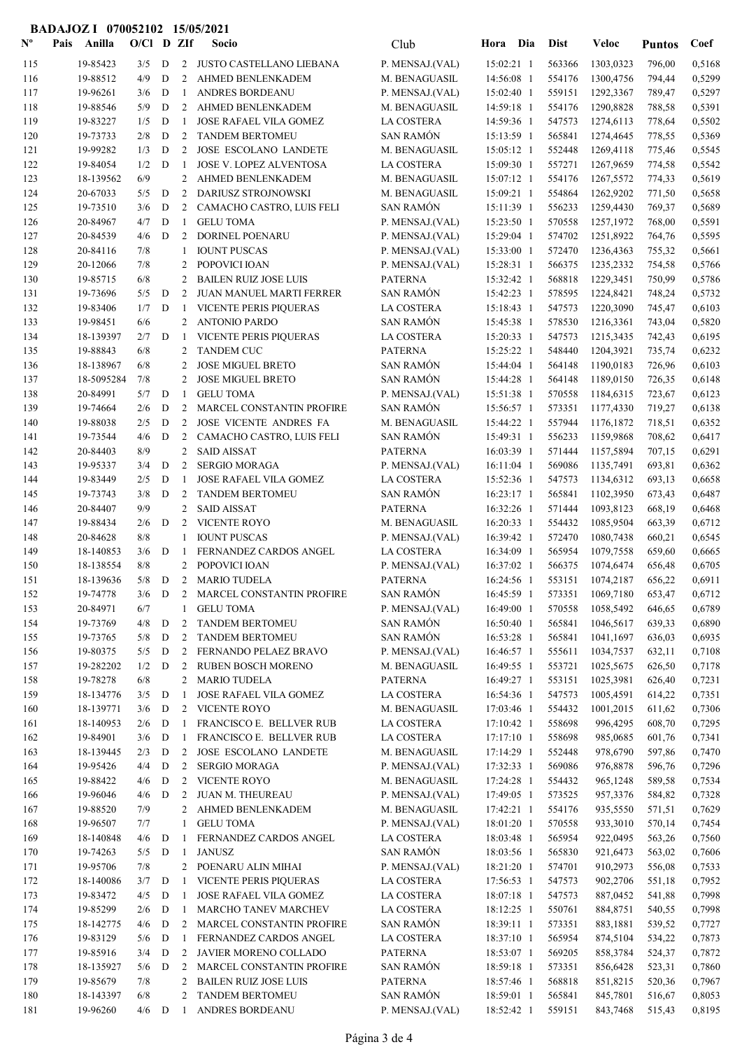**BADAJOZ I 070052102 15/05/2021**

| Nº | Pais | Anilla | O/Cl | D | ZIf | Socio | Club | Hora | Dia | Dist | Veloc | Puntos | Coef |
|---|---|---|---|---|---|---|---|---|---|---|---|---|---|
| 115 | | 19-85423 | 3/5 | D | 2 | JUSTO CASTELLANO LIEBANA | P. MENSAJ.(VAL) | 15:02:21 | 1 | 563366 | 1303,0323 | 796,00 | 0,5168 |
| 116 | | 19-88512 | 4/9 | D | 2 | AHMED BENLENKADEM | M. BENAGUASIL | 14:56:08 | 1 | 554176 | 1300,4756 | 794,44 | 0,5299 |
| 117 | | 19-96261 | 3/6 | D | 1 | ANDRES BORDEANU | P. MENSAJ.(VAL) | 15:02:40 | 1 | 559151 | 1292,3367 | 789,47 | 0,5297 |
| 118 | | 19-88546 | 5/9 | D | 2 | AHMED BENLENKADEM | M. BENAGUASIL | 14:59:18 | 1 | 554176 | 1290,8828 | 788,58 | 0,5391 |
| 119 | | 19-83227 | 1/5 | D | 1 | JOSE RAFAEL VILA GOMEZ | LA COSTERA | 14:59:36 | 1 | 547573 | 1274,6113 | 778,64 | 0,5502 |
| 120 | | 19-73733 | 2/8 | D | 2 | TANDEM BERTOMEU | SAN RAMÓN | 15:13:59 | 1 | 565841 | 1274,4645 | 778,55 | 0,5369 |
| 121 | | 19-99282 | 1/3 | D | 2 | JOSE ESCOLANO LANDETE | M. BENAGUASIL | 15:05:12 | 1 | 552448 | 1269,4118 | 775,46 | 0,5545 |
| 122 | | 19-84054 | 1/2 | D | 1 | JOSE V. LOPEZ ALVENTOSA | LA COSTERA | 15:09:30 | 1 | 557271 | 1267,9659 | 774,58 | 0,5542 |
| 123 | | 18-139562 | 6/9 | | 2 | AHMED BENLENKADEM | M. BENAGUASIL | 15:07:12 | 1 | 554176 | 1267,5572 | 774,33 | 0,5619 |
| 124 | | 20-67033 | 5/5 | D | 2 | DARIUSZ STROJNOWSKI | M. BENAGUASIL | 15:09:21 | 1 | 554864 | 1262,9202 | 771,50 | 0,5658 |
| 125 | | 19-73510 | 3/6 | D | 2 | CAMACHO CASTRO, LUIS FELI | SAN RAMÓN | 15:11:39 | 1 | 556233 | 1259,4430 | 769,37 | 0,5689 |
| 126 | | 20-84967 | 4/7 | D | 1 | GELU TOMA | P. MENSAJ.(VAL) | 15:23:50 | 1 | 570558 | 1257,1972 | 768,00 | 0,5591 |
| 127 | | 20-84539 | 4/6 | D | 2 | DORINEL POENARU | P. MENSAJ.(VAL) | 15:29:04 | 1 | 574702 | 1251,8922 | 764,76 | 0,5595 |
| 128 | | 20-84116 | 7/8 | | 1 | IOUNT PUSCAS | P. MENSAJ.(VAL) | 15:33:00 | 1 | 572470 | 1236,4363 | 755,32 | 0,5661 |
| 129 | | 20-12066 | 7/8 | | 2 | POPOVICI IOAN | P. MENSAJ.(VAL) | 15:28:31 | 1 | 566375 | 1235,2332 | 754,58 | 0,5766 |
| 130 | | 19-85715 | 6/8 | | 2 | BAILEN RUIZ JOSE LUIS | PATERNA | 15:32:42 | 1 | 568818 | 1229,3451 | 750,99 | 0,5786 |
| 131 | | 19-73696 | 5/5 | D | 2 | JUAN MANUEL MARTI FERRER | SAN RAMÓN | 15:42:23 | 1 | 578595 | 1224,8421 | 748,24 | 0,5732 |
| 132 | | 19-83406 | 1/7 | D | 1 | VICENTE PERIS PIQUERAS | LA COSTERA | 15:18:43 | 1 | 547573 | 1220,3090 | 745,47 | 0,6103 |
| 133 | | 19-98451 | 6/6 | | 2 | ANTONIO PARDO | SAN RAMÓN | 15:45:38 | 1 | 578530 | 1216,3361 | 743,04 | 0,5820 |
| 134 | | 18-139397 | 2/7 | D | 1 | VICENTE PERIS PIQUERAS | LA COSTERA | 15:20:33 | 1 | 547573 | 1215,3435 | 742,43 | 0,6195 |
| 135 | | 19-88843 | 6/8 | | 2 | TANDEM CUC | PATERNA | 15:25:22 | 1 | 548440 | 1204,3921 | 735,74 | 0,6232 |
| 136 | | 18-138967 | 6/8 | | 2 | JOSE MIGUEL BRETO | SAN RAMÓN | 15:44:04 | 1 | 564148 | 1190,0183 | 726,96 | 0,6103 |
| 137 | | 18-5095284 | 7/8 | | 2 | JOSE MIGUEL BRETO | SAN RAMÓN | 15:44:28 | 1 | 564148 | 1189,0150 | 726,35 | 0,6148 |
| 138 | | 20-84991 | 5/7 | D | 1 | GELU TOMA | P. MENSAJ.(VAL) | 15:51:38 | 1 | 570558 | 1184,6315 | 723,67 | 0,6123 |
| 139 | | 19-74664 | 2/6 | D | 2 | MARCEL CONSTANTIN PROFIRE | SAN RAMÓN | 15:56:57 | 1 | 573351 | 1177,4330 | 719,27 | 0,6138 |
| 140 | | 19-88038 | 2/5 | D | 2 | JOSE VICENTE ANDRES FA | M. BENAGUASIL | 15:44:22 | 1 | 557944 | 1176,1872 | 718,51 | 0,6352 |
| 141 | | 19-73544 | 4/6 | D | 2 | CAMACHO CASTRO, LUIS FELI | SAN RAMÓN | 15:49:31 | 1 | 556233 | 1159,9868 | 708,62 | 0,6417 |
| 142 | | 20-84403 | 8/9 | | 2 | SAID AISSAT | PATERNA | 16:03:39 | 1 | 571444 | 1157,5894 | 707,15 | 0,6291 |
| 143 | | 19-95337 | 3/4 | D | 2 | SERGIO MORAGA | P. MENSAJ.(VAL) | 16:11:04 | 1 | 569086 | 1135,7491 | 693,81 | 0,6362 |
| 144 | | 19-83449 | 2/5 | D | 1 | JOSE RAFAEL VILA GOMEZ | LA COSTERA | 15:52:36 | 1 | 547573 | 1134,6312 | 693,13 | 0,6658 |
| 145 | | 19-73743 | 3/8 | D | 2 | TANDEM BERTOMEU | SAN RAMÓN | 16:23:17 | 1 | 565841 | 1102,3950 | 673,43 | 0,6487 |
| 146 | | 20-84407 | 9/9 | | 2 | SAID AISSAT | PATERNA | 16:32:26 | 1 | 571444 | 1093,8123 | 668,19 | 0,6468 |
| 147 | | 19-88434 | 2/6 | D | 2 | VICENTE ROYO | M. BENAGUASIL | 16:20:33 | 1 | 554432 | 1085,9504 | 663,39 | 0,6712 |
| 148 | | 20-84628 | 8/8 | | 1 | IOUNT PUSCAS | P. MENSAJ.(VAL) | 16:39:42 | 1 | 572470 | 1080,7438 | 660,21 | 0,6545 |
| 149 | | 18-140853 | 3/6 | D | 1 | FERNANDEZ CARDOS ANGEL | LA COSTERA | 16:34:09 | 1 | 565954 | 1079,7558 | 659,60 | 0,6665 |
| 150 | | 18-138554 | 8/8 | | 2 | POPOVICI IOAN | P. MENSAJ.(VAL) | 16:37:02 | 1 | 566375 | 1074,6474 | 656,48 | 0,6705 |
| 151 | | 18-139636 | 5/8 | D | 2 | MARIO TUDELA | PATERNA | 16:24:56 | 1 | 553151 | 1074,2187 | 656,22 | 0,6911 |
| 152 | | 19-74778 | 3/6 | D | 2 | MARCEL CONSTANTIN PROFIRE | SAN RAMÓN | 16:45:59 | 1 | 573351 | 1069,7180 | 653,47 | 0,6712 |
| 153 | | 20-84971 | 6/7 | | 1 | GELU TOMA | P. MENSAJ.(VAL) | 16:49:00 | 1 | 570558 | 1058,5492 | 646,65 | 0,6789 |
| 154 | | 19-73769 | 4/8 | D | 2 | TANDEM BERTOMEU | SAN RAMÓN | 16:50:40 | 1 | 565841 | 1046,5617 | 639,33 | 0,6890 |
| 155 | | 19-73765 | 5/8 | D | 2 | TANDEM BERTOMEU | SAN RAMÓN | 16:53:28 | 1 | 565841 | 1041,1697 | 636,03 | 0,6935 |
| 156 | | 19-80375 | 5/5 | D | 2 | FERNANDO PELAEZ BRAVO | P. MENSAJ.(VAL) | 16:46:57 | 1 | 555611 | 1034,7537 | 632,11 | 0,7108 |
| 157 | | 19-282202 | 1/2 | D | 2 | RUBEN BOSCH MORENO | M. BENAGUASIL | 16:49:55 | 1 | 553721 | 1025,5675 | 626,50 | 0,7178 |
| 158 | | 19-78278 | 6/8 | | 2 | MARIO TUDELA | PATERNA | 16:49:27 | 1 | 553151 | 1025,3981 | 626,40 | 0,7231 |
| 159 | | 18-134776 | 3/5 | D | 1 | JOSE RAFAEL VILA GOMEZ | LA COSTERA | 16:54:36 | 1 | 547573 | 1005,4591 | 614,22 | 0,7351 |
| 160 | | 18-139771 | 3/6 | D | 2 | VICENTE ROYO | M. BENAGUASIL | 17:03:46 | 1 | 554432 | 1001,2015 | 611,62 | 0,7306 |
| 161 | | 18-140953 | 2/6 | D | 1 | FRANCISCO E. BELLVER RUB | LA COSTERA | 17:10:42 | 1 | 558698 | 996,4295 | 608,70 | 0,7295 |
| 162 | | 19-84901 | 3/6 | D | 1 | FRANCISCO E. BELLVER RUB | LA COSTERA | 17:17:10 | 1 | 558698 | 985,0685 | 601,76 | 0,7341 |
| 163 | | 18-139445 | 2/3 | D | 2 | JOSE ESCOLANO LANDETE | M. BENAGUASIL | 17:14:29 | 1 | 552448 | 978,6790 | 597,86 | 0,7470 |
| 164 | | 19-95426 | 4/4 | D | 2 | SERGIO MORAGA | P. MENSAJ.(VAL) | 17:32:33 | 1 | 569086 | 976,8878 | 596,76 | 0,7296 |
| 165 | | 19-88422 | 4/6 | D | 2 | VICENTE ROYO | M. BENAGUASIL | 17:24:28 | 1 | 554432 | 965,1248 | 589,58 | 0,7534 |
| 166 | | 19-96046 | 4/6 | D | 2 | JUAN M. THEUREAU | P. MENSAJ.(VAL) | 17:49:05 | 1 | 573525 | 957,3376 | 584,82 | 0,7328 |
| 167 | | 19-88520 | 7/9 | | 2 | AHMED BENLENKADEM | M. BENAGUASIL | 17:42:21 | 1 | 554176 | 935,5550 | 571,51 | 0,7629 |
| 168 | | 19-96507 | 7/7 | | 1 | GELU TOMA | P. MENSAJ.(VAL) | 18:01:20 | 1 | 570558 | 933,3010 | 570,14 | 0,7454 |
| 169 | | 18-140848 | 4/6 | D | 1 | FERNANDEZ CARDOS ANGEL | LA COSTERA | 18:03:48 | 1 | 565954 | 922,0495 | 563,26 | 0,7560 |
| 170 | | 19-74263 | 5/5 | D | 1 | JANUSZ | SAN RAMÓN | 18:03:56 | 1 | 565830 | 921,6473 | 563,02 | 0,7606 |
| 171 | | 19-95706 | 7/8 | | 2 | POENARU ALIN MIHAI | P. MENSAJ.(VAL) | 18:21:20 | 1 | 574701 | 910,2973 | 556,08 | 0,7533 |
| 172 | | 18-140086 | 3/7 | D | 1 | VICENTE PERIS PIQUERAS | LA COSTERA | 17:56:53 | 1 | 547573 | 902,2706 | 551,18 | 0,7952 |
| 173 | | 19-83472 | 4/5 | D | 1 | JOSE RAFAEL VILA GOMEZ | LA COSTERA | 18:07:18 | 1 | 547573 | 887,0452 | 541,88 | 0,7998 |
| 174 | | 19-85299 | 2/6 | D | 1 | MARCHO TANEV MARCHEV | LA COSTERA | 18:12:25 | 1 | 550761 | 884,8751 | 540,55 | 0,7998 |
| 175 | | 18-142775 | 4/6 | D | 2 | MARCEL CONSTANTIN PROFIRE | SAN RAMÓN | 18:39:11 | 1 | 573351 | 883,1881 | 539,52 | 0,7727 |
| 176 | | 19-83129 | 5/6 | D | 1 | FERNANDEZ CARDOS ANGEL | LA COSTERA | 18:37:10 | 1 | 565954 | 874,5104 | 534,22 | 0,7873 |
| 177 | | 19-85916 | 3/4 | D | 2 | JAVIER MORENO COLLADO | PATERNA | 18:53:07 | 1 | 569205 | 858,3784 | 524,37 | 0,7872 |
| 178 | | 18-135927 | 5/6 | D | 2 | MARCEL CONSTANTIN PROFIRE | SAN RAMÓN | 18:59:18 | 1 | 573351 | 856,6428 | 523,31 | 0,7860 |
| 179 | | 19-85679 | 7/8 | | 2 | BAILEN RUIZ JOSE LUIS | PATERNA | 18:57:46 | 1 | 568818 | 851,8215 | 520,36 | 0,7967 |
| 180 | | 18-143397 | 6/8 | | 2 | TANDEM BERTOMEU | SAN RAMÓN | 18:59:01 | 1 | 565841 | 845,7801 | 516,67 | 0,8053 |
| 181 | | 19-96260 | 4/6 | D | 1 | ANDRES BORDEANU | P. MENSAJ.(VAL) | 18:52:42 | 1 | 559151 | 843,7468 | 515,43 | 0,8195 |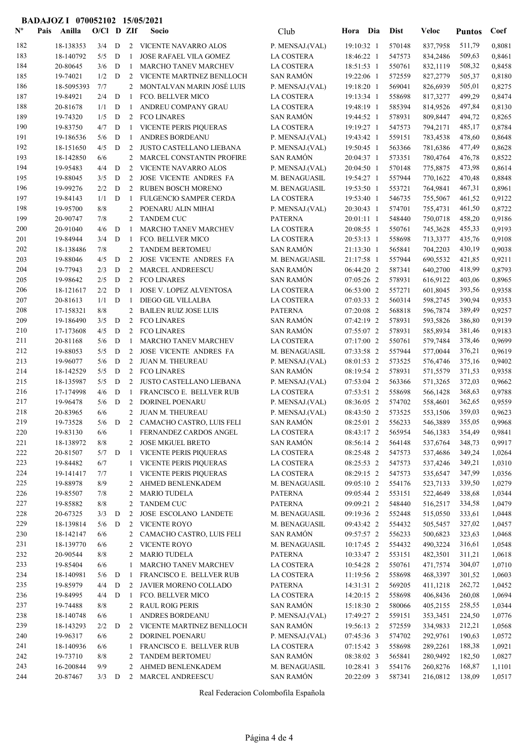**BADAJOZ I 070052102 15/05/2021**

| Nº | Pais | Anilla | O/Cl | D | ZIf | Socio | Club | Hora | Dia | Dist | Veloc | Puntos | Coef |
|---|---|---|---|---|---|---|---|---|---|---|---|---|---|
| 182 | | 18-138353 | 3/4 | D | 2 | VICENTE NAVARRO ALOS | P. MENSAJ.(VAL) | 19:10:32 | 1 | 570148 | 837,7958 | 511,79 | 0,8081 |
| 183 | | 18-140792 | 5/5 | D | 1 | JOSE RAFAEL VILA GOMEZ | LA COSTERA | 18:46:22 | 1 | 547573 | 834,2486 | 509,63 | 0,8461 |
| 184 | | 20-80645 | 3/6 | D | 1 | MARCHO TANEV MARCHEV | LA COSTERA | 18:51:53 | 1 | 550761 | 832,1119 | 508,32 | 0,8458 |
| 185 | | 19-74021 | 1/2 | D | 2 | VICENTE MARTINEZ BENLLOCH | SAN RAMÓN | 19:22:06 | 1 | 572559 | 827,2779 | 505,37 | 0,8180 |
| 186 | | 18-5095393 | 7/7 | | 2 | MONTALVAN MARIN JOSÉ LUIS | P. MENSAJ.(VAL) | 19:18:20 | 1 | 569041 | 826,6939 | 505,01 | 0,8275 |
| 187 | | 19-84921 | 2/4 | D | 1 | FCO. BELLVER MICO | LA COSTERA | 19:13:34 | 1 | 558698 | 817,3277 | 499,29 | 0,8474 |
| 188 | | 20-81678 | 1/1 | D | 1 | ANDREU COMPANY GRAU | LA COSTERA | 19:48:19 | 1 | 585394 | 814,9526 | 497,84 | 0,8130 |
| 189 | | 19-74320 | 1/5 | D | 2 | FCO LINARES | SAN RAMÓN | 19:44:52 | 1 | 578931 | 809,8447 | 494,72 | 0,8265 |
| 190 | | 19-83750 | 4/7 | D | 1 | VICENTE PERIS PIQUERAS | LA COSTERA | 19:19:27 | 1 | 547573 | 794,2171 | 485,17 | 0,8784 |
| 191 | | 19-186536 | 5/6 | D | 1 | ANDRES BORDEANU | P. MENSAJ.(VAL) | 19:43:42 | 1 | 559151 | 783,4538 | 478,60 | 0,8648 |
| 192 | | 18-151650 | 4/5 | D | 2 | JUSTO CASTELLANO LIEBANA | P. MENSAJ.(VAL) | 19:50:45 | 1 | 563366 | 781,6386 | 477,49 | 0,8628 |
| 193 | | 18-142850 | 6/6 | | 2 | MARCEL CONSTANTIN PROFIRE | SAN RAMÓN | 20:04:37 | 1 | 573351 | 780,4764 | 476,78 | 0,8522 |
| 194 | | 19-95483 | 4/4 | D | 2 | VICENTE NAVARRO ALOS | P. MENSAJ.(VAL) | 20:04:50 | 1 | 570148 | 775,8875 | 473,98 | 0,8614 |
| 195 | | 19-88045 | 3/5 | D | 2 | JOSE VICENTE ANDRES FA | M. BENAGUASIL | 19:54:27 | 1 | 557944 | 770,1622 | 470,48 | 0,8848 |
| 196 | | 19-99276 | 2/2 | D | 2 | RUBEN BOSCH MORENO | M. BENAGUASIL | 19:53:50 | 1 | 553721 | 764,9841 | 467,31 | 0,8961 |
| 197 | | 19-84143 | 1/1 | D | 1 | FULGENCIO SAMPER CERDA | LA COSTERA | 19:53:40 | 1 | 546735 | 755,5067 | 461,52 | 0,9122 |
| 198 | | 19-95700 | 8/8 | | 2 | POENARU ALIN MIHAI | P. MENSAJ.(VAL) | 20:30:43 | 1 | 574701 | 755,4731 | 461,50 | 0,8722 |
| 199 | | 20-90747 | 7/8 | | 2 | TANDEM CUC | PATERNA | 20:01:11 | 1 | 548440 | 750,0718 | 458,20 | 0,9186 |
| 200 | | 20-91040 | 4/6 | D | 1 | MARCHO TANEV MARCHEV | LA COSTERA | 20:08:55 | 1 | 550761 | 745,3628 | 455,33 | 0,9193 |
| 201 | | 19-84944 | 3/4 | D | 1 | FCO. BELLVER MICO | LA COSTERA | 20:53:13 | 1 | 558698 | 713,3377 | 435,76 | 0,9108 |
| 202 | | 18-138486 | 7/8 | | 2 | TANDEM BERTOMEU | SAN RAMÓN | 21:13:30 | 1 | 565841 | 704,2203 | 430,19 | 0,9038 |
| 203 | | 19-88046 | 4/5 | D | 2 | JOSE VICENTE ANDRES FA | M. BENAGUASIL | 21:17:58 | 1 | 557944 | 690,5532 | 421,85 | 0,9211 |
| 204 | | 19-77943 | 2/3 | D | 2 | MARCEL ANDREESCU | SAN RAMÓN | 06:44:20 | 2 | 587341 | 640,2700 | 418,99 | 0,8793 |
| 205 | | 19-98642 | 2/5 | D | 2 | FCO LINARES | SAN RAMÓN | 07:05:26 | 2 | 578931 | 616,9122 | 403,06 | 0,8965 |
| 206 | | 18-121617 | 2/2 | D | 1 | JOSE V. LOPEZ ALVENTOSA | LA COSTERA | 06:53:00 | 2 | 557271 | 601,8045 | 393,56 | 0,9358 |
| 207 | | 20-81613 | 1/1 | D | 1 | DIEGO GIL VILLALBA | LA COSTERA | 07:03:33 | 2 | 560314 | 598,2745 | 390,94 | 0,9353 |
| 208 | | 17-158321 | 8/8 | | 2 | BAILEN RUIZ JOSE LUIS | PATERNA | 07:20:08 | 2 | 568818 | 596,7874 | 389,49 | 0,9257 |
| 209 | | 19-186490 | 3/5 | D | 2 | FCO LINARES | SAN RAMÓN | 07:42:19 | 2 | 578931 | 593,5826 | 386,80 | 0,9139 |
| 210 | | 17-173608 | 4/5 | D | 2 | FCO LINARES | SAN RAMÓN | 07:55:07 | 2 | 578931 | 585,8934 | 381,46 | 0,9183 |
| 211 | | 20-81168 | 5/6 | D | 1 | MARCHO TANEV MARCHEV | LA COSTERA | 07:17:00 | 2 | 550761 | 579,7484 | 378,46 | 0,9699 |
| 212 | | 19-88053 | 5/5 | D | 2 | JOSE VICENTE ANDRES FA | M. BENAGUASIL | 07:33:58 | 2 | 557944 | 577,0044 | 376,21 | 0,9619 |
| 213 | | 19-96077 | 5/6 | D | 2 | JUAN M. THEUREAU | P. MENSAJ.(VAL) | 08:01:53 | 2 | 573525 | 576,4746 | 375,16 | 0,9402 |
| 214 | | 18-142529 | 5/5 | D | 2 | FCO LINARES | SAN RAMÓN | 08:19:54 | 2 | 578931 | 571,5579 | 371,53 | 0,9358 |
| 215 | | 18-135987 | 5/5 | D | 2 | JUSTO CASTELLANO LIEBANA | P. MENSAJ.(VAL) | 07:53:04 | 2 | 563366 | 571,3265 | 372,03 | 0,9662 |
| 216 | | 17-174998 | 4/6 | D | 1 | FRANCISCO E. BELLVER RUB | LA COSTERA | 07:53:51 | 2 | 558698 | 566,1428 | 368,63 | 0,9788 |
| 217 | | 19-96478 | 5/6 | D | 2 | DORINEL POENARU | P. MENSAJ.(VAL) | 08:36:05 | 2 | 574702 | 558,4601 | 362,65 | 0,9559 |
| 218 | | 20-83965 | 6/6 | | 2 | JUAN M. THEUREAU | P. MENSAJ.(VAL) | 08:43:50 | 2 | 573525 | 553,1506 | 359,03 | 0,9623 |
| 219 | | 19-73528 | 5/6 | D | 2 | CAMACHO CASTRO, LUIS FELI | SAN RAMÓN | 08:25:01 | 2 | 556233 | 546,3889 | 355,05 | 0,9968 |
| 220 | | 19-83130 | 6/6 | | 1 | FERNANDEZ CARDOS ANGEL | LA COSTERA | 08:43:17 | 2 | 565954 | 546,1383 | 354,49 | 0,9841 |
| 221 | | 18-138972 | 8/8 | | 2 | JOSE MIGUEL BRETO | SAN RAMÓN | 08:56:14 | 2 | 564148 | 537,6764 | 348,73 | 0,9917 |
| 222 | | 20-81507 | 5/7 | D | 1 | VICENTE PERIS PIQUERAS | LA COSTERA | 08:25:48 | 2 | 547573 | 537,4686 | 349,24 | 1,0264 |
| 223 | | 19-84482 | 6/7 | | 1 | VICENTE PERIS PIQUERAS | LA COSTERA | 08:25:53 | 2 | 547573 | 537,4246 | 349,21 | 1,0310 |
| 224 | | 19-141417 | 7/7 | | 1 | VICENTE PERIS PIQUERAS | LA COSTERA | 08:29:15 | 2 | 547573 | 535,6547 | 347,99 | 1,0356 |
| 225 | | 19-88978 | 8/9 | | 2 | AHMED BENLENKADEM | M. BENAGUASIL | 09:05:10 | 2 | 554176 | 523,7133 | 339,50 | 1,0279 |
| 226 | | 19-85507 | 7/8 | | 2 | MARIO TUDELA | PATERNA | 09:05:44 | 2 | 553151 | 522,4649 | 338,68 | 1,0344 |
| 227 | | 19-85882 | 8/8 | | 2 | TANDEM CUC | PATERNA | 09:09:21 | 2 | 548440 | 516,2517 | 334,58 | 1,0479 |
| 228 | | 20-67325 | 3/3 | D | 2 | JOSE ESCOLANO LANDETE | M. BENAGUASIL | 09:19:36 | 2 | 552448 | 515,0550 | 333,61 | 1,0448 |
| 229 | | 18-139814 | 5/6 | D | 2 | VICENTE ROYO | M. BENAGUASIL | 09:43:42 | 2 | 554432 | 505,5457 | 327,02 | 1,0457 |
| 230 | | 18-142147 | 6/6 | | 2 | CAMACHO CASTRO, LUIS FELI | SAN RAMÓN | 09:57:57 | 2 | 556233 | 500,6823 | 323,63 | 1,0468 |
| 231 | | 18-139770 | 6/6 | | 2 | VICENTE ROYO | M. BENAGUASIL | 10:17:45 | 2 | 554432 | 490,3224 | 316,61 | 1,0548 |
| 232 | | 20-90544 | 8/8 | | 2 | MARIO TUDELA | PATERNA | 10:33:47 | 2 | 553151 | 482,3501 | 311,21 | 1,0618 |
| 233 | | 19-85404 | 6/6 | | 1 | MARCHO TANEV MARCHEV | LA COSTERA | 10:54:28 | 2 | 550761 | 471,7574 | 304,07 | 1,0710 |
| 234 | | 18-140981 | 5/6 | D | 1 | FRANCISCO E. BELLVER RUB | LA COSTERA | 11:19:56 | 2 | 558698 | 468,3397 | 301,52 | 1,0603 |
| 235 | | 19-85979 | 4/4 | D | 2 | JAVIER MORENO COLLADO | PATERNA | 14:31:31 | 2 | 569205 | 411,1218 | 262,72 | 1,0452 |
| 236 | | 19-84995 | 4/4 | D | 1 | FCO. BELLVER MICO | LA COSTERA | 14:20:15 | 2 | 558698 | 406,8436 | 260,08 | 1,0694 |
| 237 | | 19-74488 | 8/8 | | 2 | RAUL ROIG PERIS | SAN RAMÓN | 15:18:30 | 2 | 580066 | 405,2155 | 258,55 | 1,0344 |
| 238 | | 18-140748 | 6/6 | | 1 | ANDRES BORDEANU | P. MENSAJ.(VAL) | 17:49:27 | 2 | 559151 | 353,3451 | 224,50 | 1,0776 |
| 239 | | 18-143293 | 2/2 | D | 2 | VICENTE MARTINEZ BENLLOCH | SAN RAMÓN | 19:56:13 | 2 | 572559 | 334,9833 | 212,21 | 1,0568 |
| 240 | | 19-96317 | 6/6 | | 2 | DORINEL POENARU | P. MENSAJ.(VAL) | 07:45:36 | 3 | 574702 | 292,9761 | 190,63 | 1,0572 |
| 241 | | 18-140936 | 6/6 | | 1 | FRANCISCO E. BELLVER RUB | LA COSTERA | 07:15:42 | 3 | 558698 | 289,2261 | 188,38 | 1,0921 |
| 242 | | 19-73710 | 8/8 | | 2 | TANDEM BERTOMEU | SAN RAMÓN | 08:38:02 | 3 | 565841 | 280,9492 | 182,50 | 1,0827 |
| 243 | | 16-200844 | 9/9 | | 2 | AHMED BENLENKADEM | M. BENAGUASIL | 10:28:41 | 3 | 554176 | 260,8276 | 168,87 | 1,1101 |
| 244 | | 20-87467 | 3/3 | D | 2 | MARCEL ANDREESCU | SAN RAMÓN | 20:22:09 | 3 | 587341 | 216,0812 | 138,09 | 1,0517 |

Real Federacion Colombofila Española